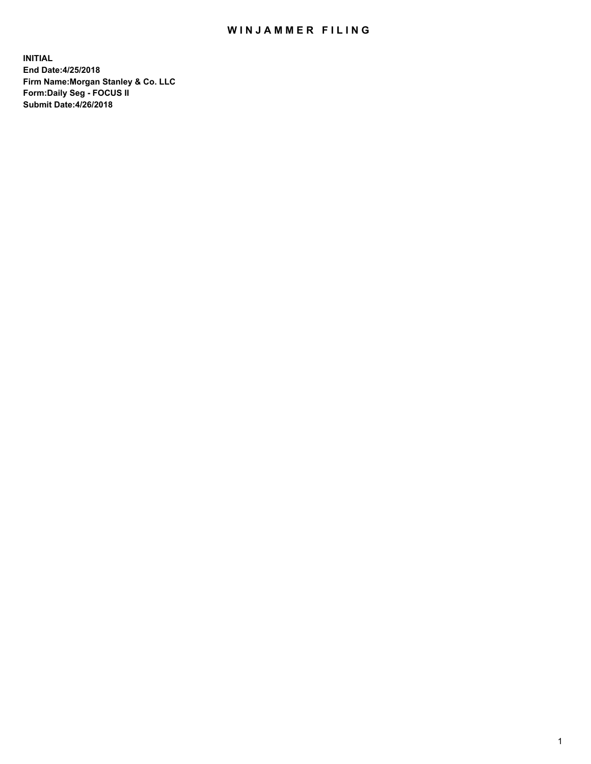# WINJAMMER FILING

**INITIAL**
**End Date:4/25/2018**
**Firm Name:Morgan Stanley & Co. LLC**
**Form:Daily Seg - FOCUS II**
**Submit Date:4/26/2018**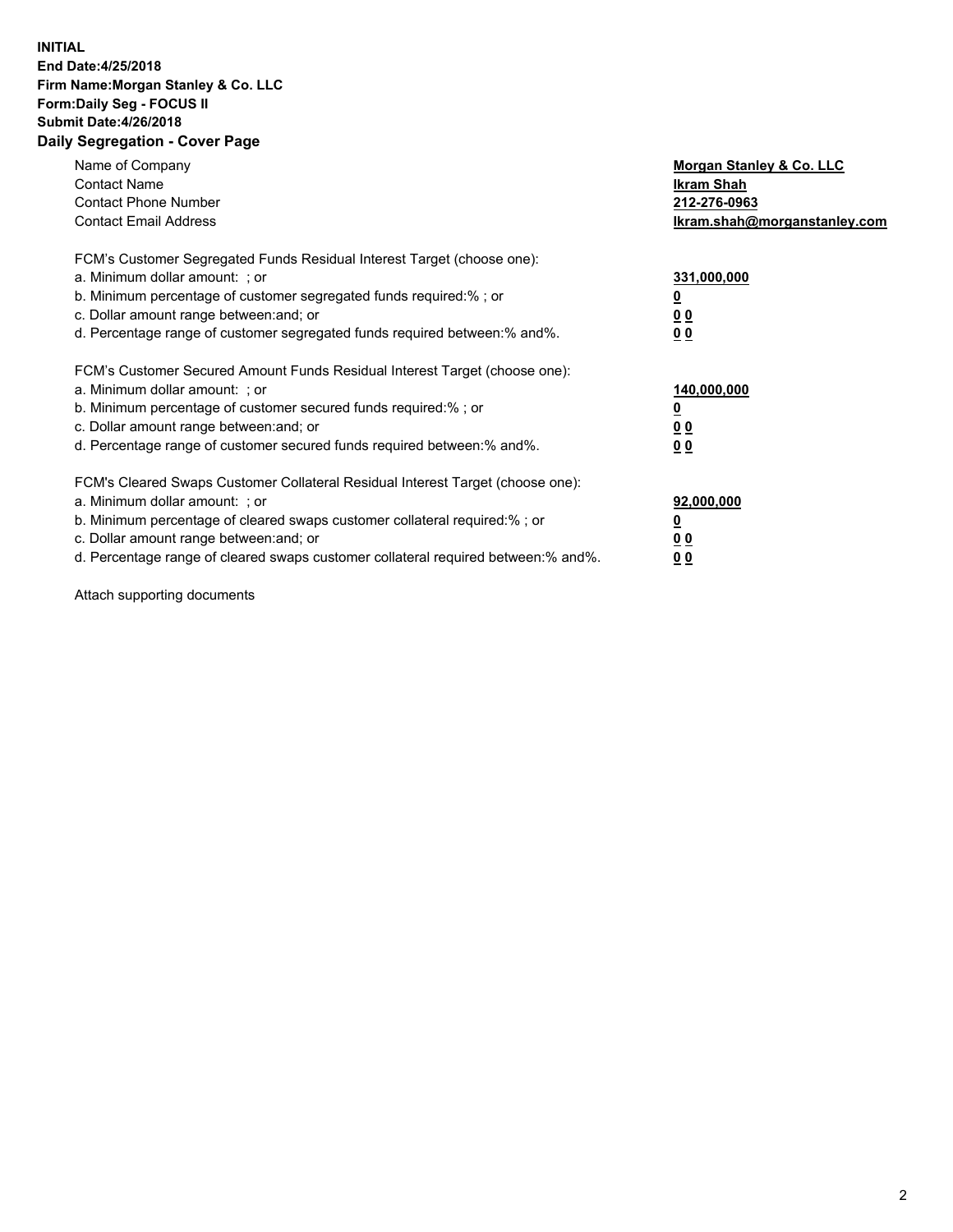**INITIAL**
**End Date:4/25/2018**
**Firm Name:Morgan Stanley & Co. LLC**
**Form:Daily Seg - FOCUS II**
**Submit Date:4/26/2018**
**Daily Segregation - Cover Page**

| | |
|---|---|
| Name of Company | **Morgan Stanley & Co. LLC** |
| Contact Name | **Ikram Shah** |
| Contact Phone Number | **212-276-0963** |
| Contact Email Address | **Ikram.shah@morganstanley.com** |

FCM's Customer Segregated Funds Residual Interest Target (choose one):

| | |
|---|---|
| a. Minimum dollar amount: ; or | **331,000,000** |
| b. Minimum percentage of customer segregated funds required:% ; or | **0** |
| c. Dollar amount range between:and; or | **0 0** |
| d. Percentage range of customer segregated funds required between:% and%. | **0 0** |

FCM's Customer Secured Amount Funds Residual Interest Target (choose one):

| | |
|---|---|
| a. Minimum dollar amount: ; or | **140,000,000** |
| b. Minimum percentage of customer secured funds required:% ; or | **0** |
| c. Dollar amount range between:and; or | **0 0** |
| d. Percentage range of customer secured funds required between:% and%. | **0 0** |

FCM's Cleared Swaps Customer Collateral Residual Interest Target (choose one):

| | |
|---|---|
| a. Minimum dollar amount: ; or | **92,000,000** |
| b. Minimum percentage of cleared swaps customer collateral required:% ; or | **0** |
| c. Dollar amount range between:and; or | **0 0** |
| d. Percentage range of cleared swaps customer collateral required between:% and%. | **0 0** |

Attach supporting documents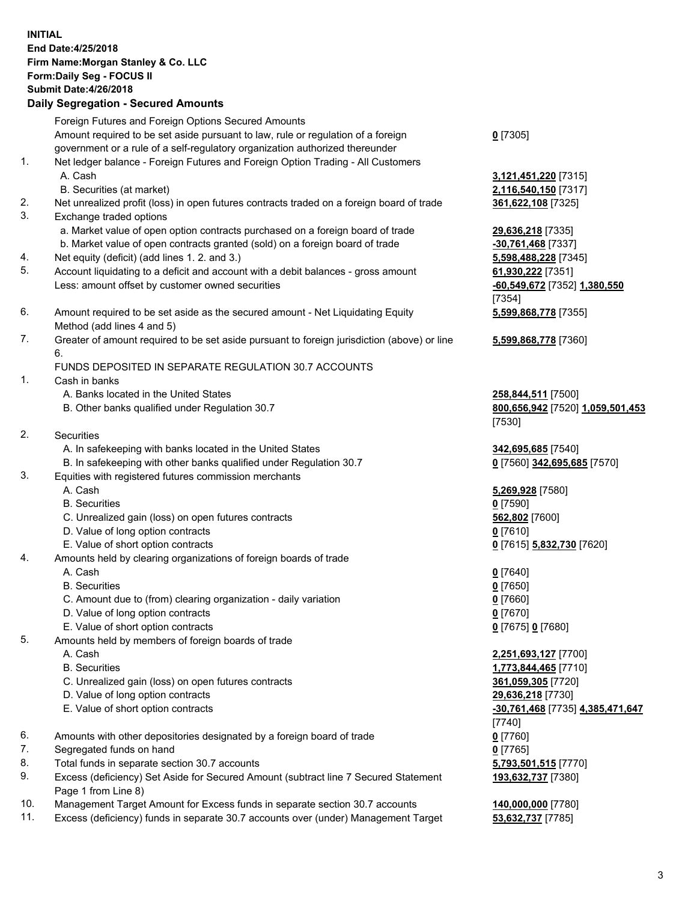**INITIAL**
**End Date:4/25/2018**
**Firm Name:Morgan Stanley & Co. LLC**
**Form:Daily Seg - FOCUS II**
**Submit Date:4/26/2018**
**Daily Segregation - Secured Amounts**

| | | |
|---|---|---|
| | Foreign Futures and Foreign Options Secured Amounts | |
| | Amount required to be set aside pursuant to law, rule or regulation of a foreign government or a rule of a self-regulatory organization authorized thereunder | **0** [7305] |
| 1. | Net ledger balance - Foreign Futures and Foreign Option Trading - All Customers | |
| | A. Cash | **3,121,451,220** [7315] |
| | B. Securities (at market) | **2,116,540,150** [7317] |
| 2. | Net unrealized profit (loss) in open futures contracts traded on a foreign board of trade | **361,622,108** [7325] |
| 3. | Exchange traded options | |
| | a. Market value of open option contracts purchased on a foreign board of trade | **29,636,218** [7335] |
| | b. Market value of open contracts granted (sold) on a foreign board of trade | **-30,761,468** [7337] |
| 4. | Net equity (deficit) (add lines 1. 2. and 3.) | **5,598,488,228** [7345] |
| 5. | Account liquidating to a deficit and account with a debit balances - gross amount | **61,930,222** [7351] |
| | Less: amount offset by customer owned securities | **-60,549,672** [7352] **1,380,550** [7354] |
| 6. | Amount required to be set aside as the secured amount - Net Liquidating Equity Method (add lines 4 and 5) | **5,599,868,778** [7355] |
| 7. | Greater of amount required to be set aside pursuant to foreign jurisdiction (above) or line 6. | **5,599,868,778** [7360] |
| | FUNDS DEPOSITED IN SEPARATE REGULATION 30.7 ACCOUNTS | |
| 1. | Cash in banks | |
| | A. Banks located in the United States | **258,844,511** [7500] |
| | B. Other banks qualified under Regulation 30.7 | **800,656,942** [7520] **1,059,501,453** [7530] |
| 2. | Securities | |
| | A. In safekeeping with banks located in the United States | **342,695,685** [7540] |
| | B. In safekeeping with other banks qualified under Regulation 30.7 | **0** [7560] **342,695,685** [7570] |
| 3. | Equities with registered futures commission merchants | |
| | A. Cash | **5,269,928** [7580] |
| | B. Securities | **0** [7590] |
| | C. Unrealized gain (loss) on open futures contracts | **562,802** [7600] |
| | D. Value of long option contracts | **0** [7610] |
| | E. Value of short option contracts | **0** [7615] **5,832,730** [7620] |
| 4. | Amounts held by clearing organizations of foreign boards of trade | |
| | A. Cash | **0** [7640] |
| | B. Securities | **0** [7650] |
| | C. Amount due to (from) clearing organization - daily variation | **0** [7660] |
| | D. Value of long option contracts | **0** [7670] |
| | E. Value of short option contracts | **0** [7675] **0** [7680] |
| 5. | Amounts held by members of foreign boards of trade | |
| | A. Cash | **2,251,693,127** [7700] |
| | B. Securities | **1,773,844,465** [7710] |
| | C. Unrealized gain (loss) on open futures contracts | **361,059,305** [7720] |
| | D. Value of long option contracts | **29,636,218** [7730] |
| | E. Value of short option contracts | **-30,761,468** [7735] **4,385,471,647** [7740] |
| 6. | Amounts with other depositories designated by a foreign board of trade | **0** [7760] |
| 7. | Segregated funds on hand | **0** [7765] |
| 8. | Total funds in separate section 30.7 accounts | **5,793,501,515** [7770] |
| 9. | Excess (deficiency) Set Aside for Secured Amount (subtract line 7 Secured Statement Page 1 from Line 8) | **193,632,737** [7380] |
| 10. | Management Target Amount for Excess funds in separate section 30.7 accounts | **140,000,000** [7780] |
| 11. | Excess (deficiency) funds in separate 30.7 accounts over (under) Management Target | **53,632,737** [7785] |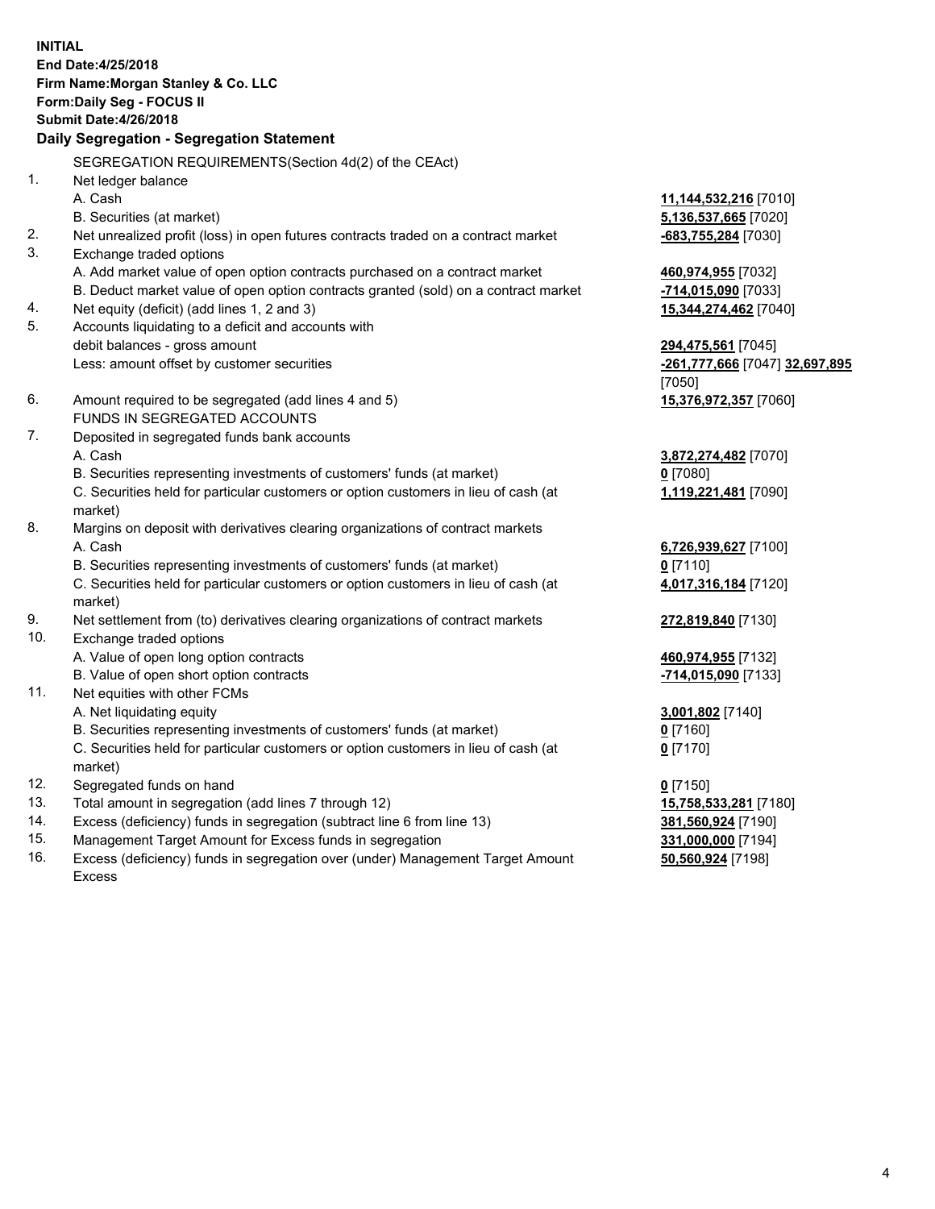**INITIAL**
**End Date:4/25/2018**
**Firm Name:Morgan Stanley & Co. LLC**
**Form:Daily Seg - FOCUS II**
**Submit Date:4/26/2018**

### Daily Segregation - Segregation Statement

SEGREGATION REQUIREMENTS(Section 4d(2) of the CEAct)

| | | |
|---|---|---|
| 1. | Net ledger balance | |
| | A. Cash | **11,144,532,216** [7010] |
| | B. Securities (at market) | **5,136,537,665** [7020] |
| 2. | Net unrealized profit (loss) in open futures contracts traded on a contract market | **-683,755,284** [7030] |
| 3. | Exchange traded options | |
| | A. Add market value of open option contracts purchased on a contract market | **460,974,955** [7032] |
| | B. Deduct market value of open option contracts granted (sold) on a contract market | **-714,015,090** [7033] |
| 4. | Net equity (deficit) (add lines 1, 2 and 3) | **15,344,274,462** [7040] |
| 5. | Accounts liquidating to a deficit and accounts with debit balances - gross amount | **294,475,561** [7045] |
| | Less: amount offset by customer securities | **-261,777,666** [7047] **32,697,895** [7050] |
| 6. | Amount required to be segregated (add lines 4 and 5) | **15,376,972,357** [7060] |
| | FUNDS IN SEGREGATED ACCOUNTS | |
| 7. | Deposited in segregated funds bank accounts | |
| | A. Cash | **3,872,274,482** [7070] |
| | B. Securities representing investments of customers' funds (at market) | **0** [7080] |
| | C. Securities held for particular customers or option customers in lieu of cash (at market) | **1,119,221,481** [7090] |
| 8. | Margins on deposit with derivatives clearing organizations of contract markets | |
| | A. Cash | **6,726,939,627** [7100] |
| | B. Securities representing investments of customers' funds (at market) | **0** [7110] |
| | C. Securities held for particular customers or option customers in lieu of cash (at market) | **4,017,316,184** [7120] |
| 9. | Net settlement from (to) derivatives clearing organizations of contract markets | **272,819,840** [7130] |
| 10. | Exchange traded options | |
| | A. Value of open long option contracts | **460,974,955** [7132] |
| | B. Value of open short option contracts | **-714,015,090** [7133] |
| 11. | Net equities with other FCMs | |
| | A. Net liquidating equity | **3,001,802** [7140] |
| | B. Securities representing investments of customers' funds (at market) | **0** [7160] |
| | C. Securities held for particular customers or option customers in lieu of cash (at market) | **0** [7170] |
| 12. | Segregated funds on hand | **0** [7150] |
| 13. | Total amount in segregation (add lines 7 through 12) | **15,758,533,281** [7180] |
| 14. | Excess (deficiency) funds in segregation (subtract line 6 from line 13) | **381,560,924** [7190] |
| 15. | Management Target Amount for Excess funds in segregation | **331,000,000** [7194] |
| 16. | Excess (deficiency) funds in segregation over (under) Management Target Amount Excess | **50,560,924** [7198] |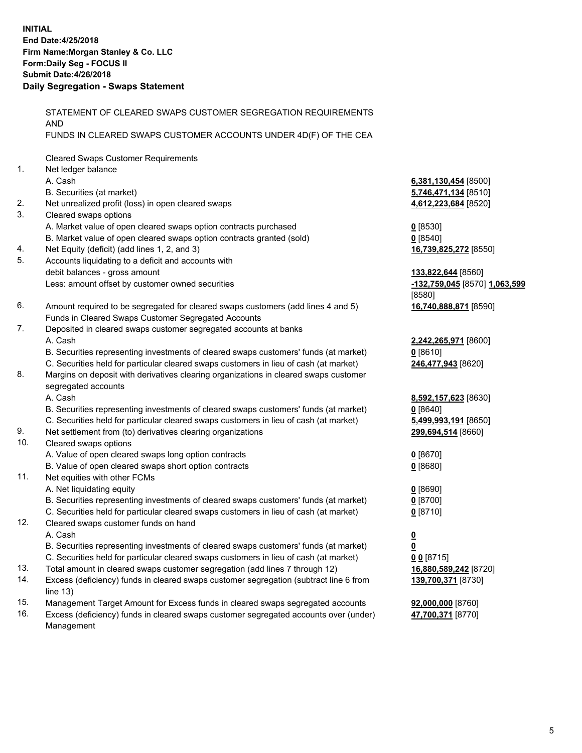**INITIAL**
**End Date:4/25/2018**
**Firm Name:Morgan Stanley & Co. LLC**
**Form:Daily Seg - FOCUS II**
**Submit Date:4/26/2018**
**Daily Segregation - Swaps Statement**

STATEMENT OF CLEARED SWAPS CUSTOMER SEGREGATION REQUIREMENTS AND FUNDS IN CLEARED SWAPS CUSTOMER ACCOUNTS UNDER 4D(F) OF THE CEA

| | | |
|---|---|---|
| | Cleared Swaps Customer Requirements | |
| 1. | Net ledger balance | |
| | A. Cash | **6,381,130,454** [8500] |
| | B. Securities (at market) | **5,746,471,134** [8510] |
| 2. | Net unrealized profit (loss) in open cleared swaps | **4,612,223,684** [8520] |
| 3. | Cleared swaps options | |
| | A. Market value of open cleared swaps option contracts purchased | **0** [8530] |
| | B. Market value of open cleared swaps option contracts granted (sold) | **0** [8540] |
| 4. | Net Equity (deficit) (add lines 1, 2, and 3) | **16,739,825,272** [8550] |
| 5. | Accounts liquidating to a deficit and accounts with debit balances - gross amount | **133,822,644** [8560] |
| | Less: amount offset by customer owned securities | **-132,759,045** [8570] **1,063,599** [8580] |
| 6. | Amount required to be segregated for cleared swaps customers (add lines 4 and 5) | **16,740,888,871** [8590] |
| | Funds in Cleared Swaps Customer Segregated Accounts | |
| 7. | Deposited in cleared swaps customer segregated accounts at banks | |
| | A. Cash | **2,242,265,971** [8600] |
| | B. Securities representing investments of cleared swaps customers' funds (at market) | **0** [8610] |
| | C. Securities held for particular cleared swaps customers in lieu of cash (at market) | **246,477,943** [8620] |
| 8. | Margins on deposit with derivatives clearing organizations in cleared swaps customer segregated accounts | |
| | A. Cash | **8,592,157,623** [8630] |
| | B. Securities representing investments of cleared swaps customers' funds (at market) | **0** [8640] |
| | C. Securities held for particular cleared swaps customers in lieu of cash (at market) | **5,499,993,191** [8650] |
| 9. | Net settlement from (to) derivatives clearing organizations | **299,694,514** [8660] |
| 10. | Cleared swaps options | |
| | A. Value of open cleared swaps long option contracts | **0** [8670] |
| | B. Value of open cleared swaps short option contracts | **0** [8680] |
| 11. | Net equities with other FCMs | |
| | A. Net liquidating equity | **0** [8690] |
| | B. Securities representing investments of cleared swaps customers' funds (at market) | **0** [8700] |
| | C. Securities held for particular cleared swaps customers in lieu of cash (at market) | **0** [8710] |
| 12. | Cleared swaps customer funds on hand | |
| | A. Cash | **0** |
| | B. Securities representing investments of cleared swaps customers' funds (at market) | **0** |
| | C. Securities held for particular cleared swaps customers in lieu of cash (at market) | **0** **0** [8715] |
| 13. | Total amount in cleared swaps customer segregation (add lines 7 through 12) | **16,880,589,242** [8720] |
| 14. | Excess (deficiency) funds in cleared swaps customer segregation (subtract line 6 from line 13) | **139,700,371** [8730] |
| 15. | Management Target Amount for Excess funds in cleared swaps segregated accounts | **92,000,000** [8760] |
| 16. | Excess (deficiency) funds in cleared swaps customer segregated accounts over (under) Management | **47,700,371** [8770] |